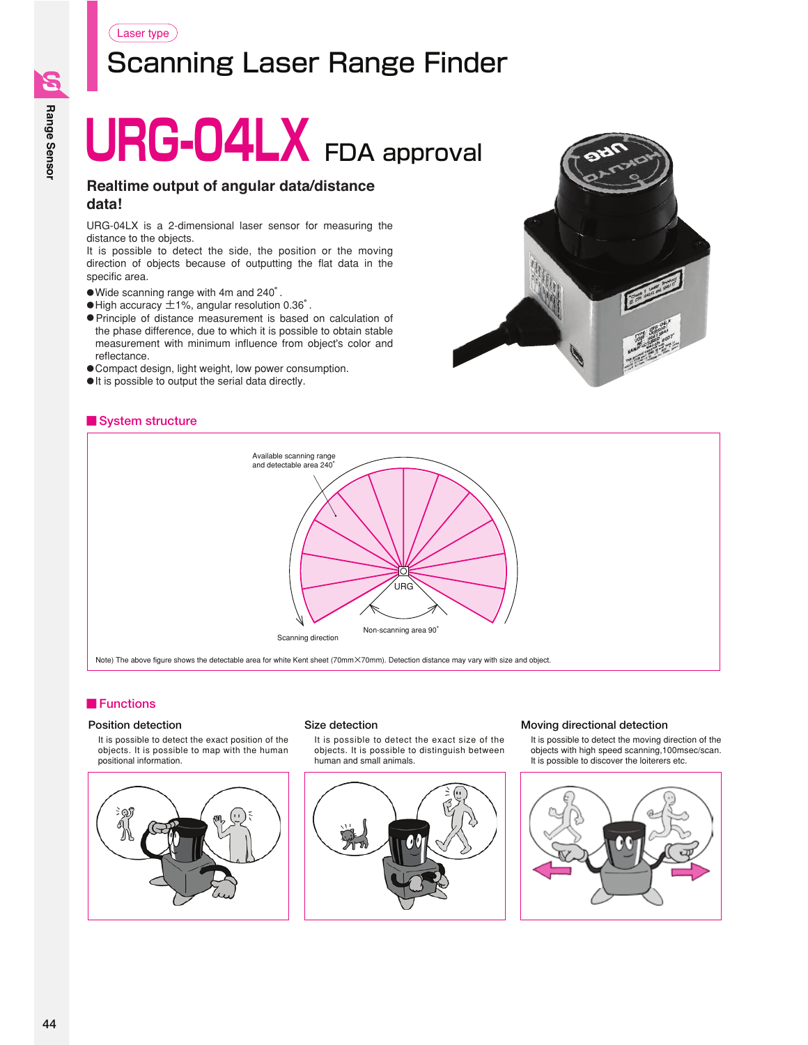Laser type

# Scanning Laser Range Finder

# URG-04LX FDA approval

## Realtime output of angular data/distance data!

URG-04LX is a 2-dimensional laser sensor for measuring the distance to the objects.
It is possible to detect the side, the position or the moving direction of objects because of outputting the flat data in the specific area.

- Wide scanning range with 4m and 240°.
- High accuracy ±1%, angular resolution 0.36°.
- Principle of distance measurement is based on calculation of the phase difference, due to which it is possible to obtain stable measurement with minimum influence from object's color and reflectance.
- Compact design, light weight, low power consumption.
- It is possible to output the serial data directly.

## System structure

Available scanning range and detectable area 240°

URG

Scanning direction

Non-scanning area 90°

Note) The above figure shows the detectable area for white Kent sheet (70mm×70mm). Detection distance may vary with size and object.

## Functions

### Position detection

It is possible to detect the exact position of the objects. It is possible to map with the human positional information.

### Size detection

It is possible to detect the exact size of the objects. It is possible to distinguish between human and small animals.

### Moving directional detection

It is possible to detect the moving direction of the objects with high speed scanning,100msec/scan. It is possible to discover the loiterers etc.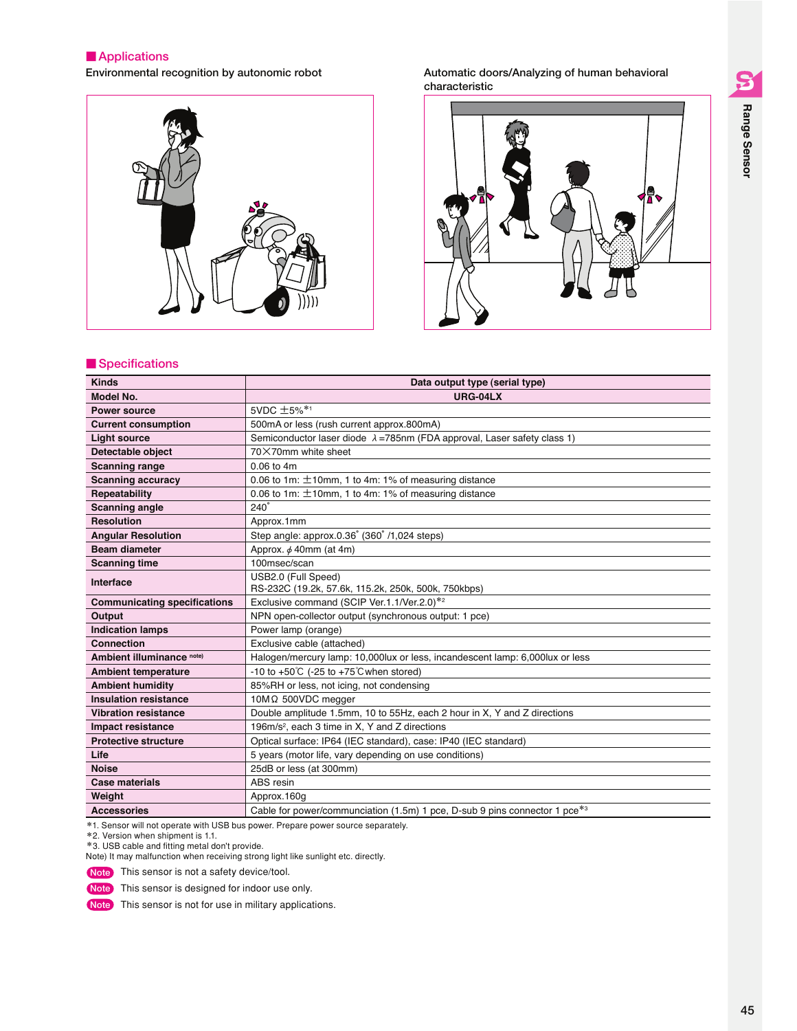## Applications

Environmental recognition by autonomic robot

Automatic doors/Analyzing of human behavioral characteristic

## Specifications

| Kinds | Data output type (serial type) |
|---|---|
| Model No. | URG-04LX |
| Power source | 5VDC ±5%*1 |
| Current consumption | 500mA or less (rush current approx.800mA) |
| Light source | Semiconductor laser diode λ=785nm (FDA approval, Laser safety class 1) |
| Detectable object | 70×70mm white sheet |
| Scanning range | 0.06 to 4m |
| Scanning accuracy | 0.06 to 1m: ±10mm, 1 to 4m: 1% of measuring distance |
| Repeatability | 0.06 to 1m: ±10mm, 1 to 4m: 1% of measuring distance |
| Scanning angle | 240˚ |
| Resolution | Approx.1mm |
| Angular Resolution | Step angle: approx.0.36˚ (360˚ /1,024 steps) |
| Beam diameter | Approx. φ40mm (at 4m) |
| Scanning time | 100msec/scan |
| Interface | USB2.0 (Full Speed)<br>RS-232C (19.2k, 57.6k, 115.2k, 250k, 500k, 750kbps) |
| Communicating specifications | Exclusive command (SCIP Ver.1.1/Ver.2.0)*2 |
| Output | NPN open-collector output (synchronous output: 1 pce) |
| Indication lamps | Power lamp (orange) |
| Connection | Exclusive cable (attached) |
| Ambient illuminance note) | Halogen/mercury lamp: 10,000lux or less, incandescent lamp: 6,000lux or less |
| Ambient temperature | -10 to +50℃ (-25 to +75℃ when stored) |
| Ambient humidity | 85%RH or less, not icing, not condensing |
| Insulation resistance | 10MΩ 500VDC megger |
| Vibration resistance | Double amplitude 1.5mm, 10 to 55Hz, each 2 hour in X, Y and Z directions |
| Impact resistance | 196m/s², each 3 time in X, Y and Z directions |
| Protective structure | Optical surface: IP64 (IEC standard), case: IP40 (IEC standard) |
| Life | 5 years (motor life, vary depending on use conditions) |
| Noise | 25dB or less (at 300mm) |
| Case materials | ABS resin |
| Weight | Approx.160g |
| Accessories | Cable for power/communciation (1.5m) 1 pce, D-sub 9 pins connector 1 pce*3 |

*1. Sensor will not operate with USB bus power. Prepare power source separately.
*2. Version when shipment is 1.1.
*3. USB cable and fitting metal don't provide.
Note) It may malfunction when receiving strong light like sunlight etc. directly.

**Note** This sensor is not a safety device/tool.

**Note** This sensor is designed for indoor use only.

**Note** This sensor is not for use in military applications.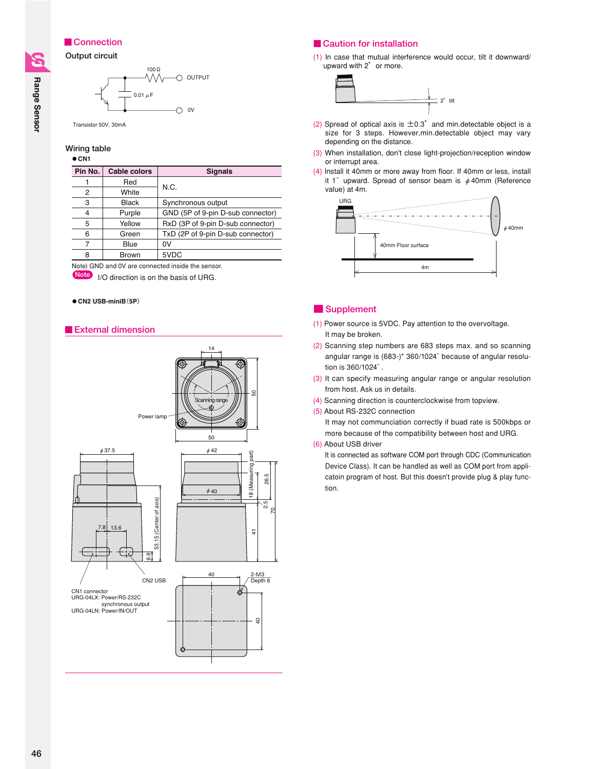## Connection

Output circuit

100Ω

OUTPUT

0.01 μF

0V

Transistor 50V, 30mA

Wiring table

● CN1

| Pin No. | Cable colors | Signals |
|---|---|---|
| 1 | Red | N.C. |
| 2 | White | |
| 3 | Black | Synchronous output |
| 4 | Purple | GND (5P of 9-pin D-sub connector) |
| 5 | Yellow | RxD (3P of 9-pin D-sub connector) |
| 6 | Green | TxD (2P of 9-pin D-sub connector) |
| 7 | Blue | 0V |
| 8 | Brown | 5VDC |

Note) GND and 0V are connected inside the sensor.

Note I/O direction is on the basis of URG.

● CN2 USB-miniB (5P)

## External dimension

14

50

Scanning range

Power lamp

50

φ37.5

φ42

φ40

18 (Measuring part)

26.5

2.5

70

41

7.8 13.6

53.15 (Center of axis)

6.9

CN2 USB

CN1 connector
URG-04LX: Power/RS-232C synchronous output
URG-04LN: Power/IN/OUT

40

2-M3 Depth 6

40

## Caution for installation

(1) In case that mutual interference would occur, tilt it downward/ upward with 2° or more.

2° tilt

(2) Spread of optical axis is ±0.3° and min.detectable object is a size for 3 steps. However,min.detectable object may vary depending on the distance.

(3) When installation, don't close light-projection/reception window or interrupt area.

(4) Install it 40mm or more away from floor. If 40mm or less, install it 1° upward. Spread of sensor beam is φ40mm (Reference value) at 4m.

URG

φ40mm

40mm Floor surface

4m

## Supplement

(1) Power source is 5VDC. Pay attention to the overvoltage. It may be broken.

(2) Scanning step numbers are 683 steps max. and so scanning angular range is (683-)* 360/1024° because of angular resolution is 360/1024°.

(3) It can specify measuring angular range or angular resolution from host. Ask us in details.

(4) Scanning direction is counterclockwise from topview.

(5) About RS-232C connection
It may not communciation correctly if buad rate is 500kbps or more because of the compatibility between host and URG.

(6) About USB driver
It is connected as software COM port through CDC (Communication Device Class). It can be handled as well as COM port from application program of host. But this doesn't provide plug & play function.